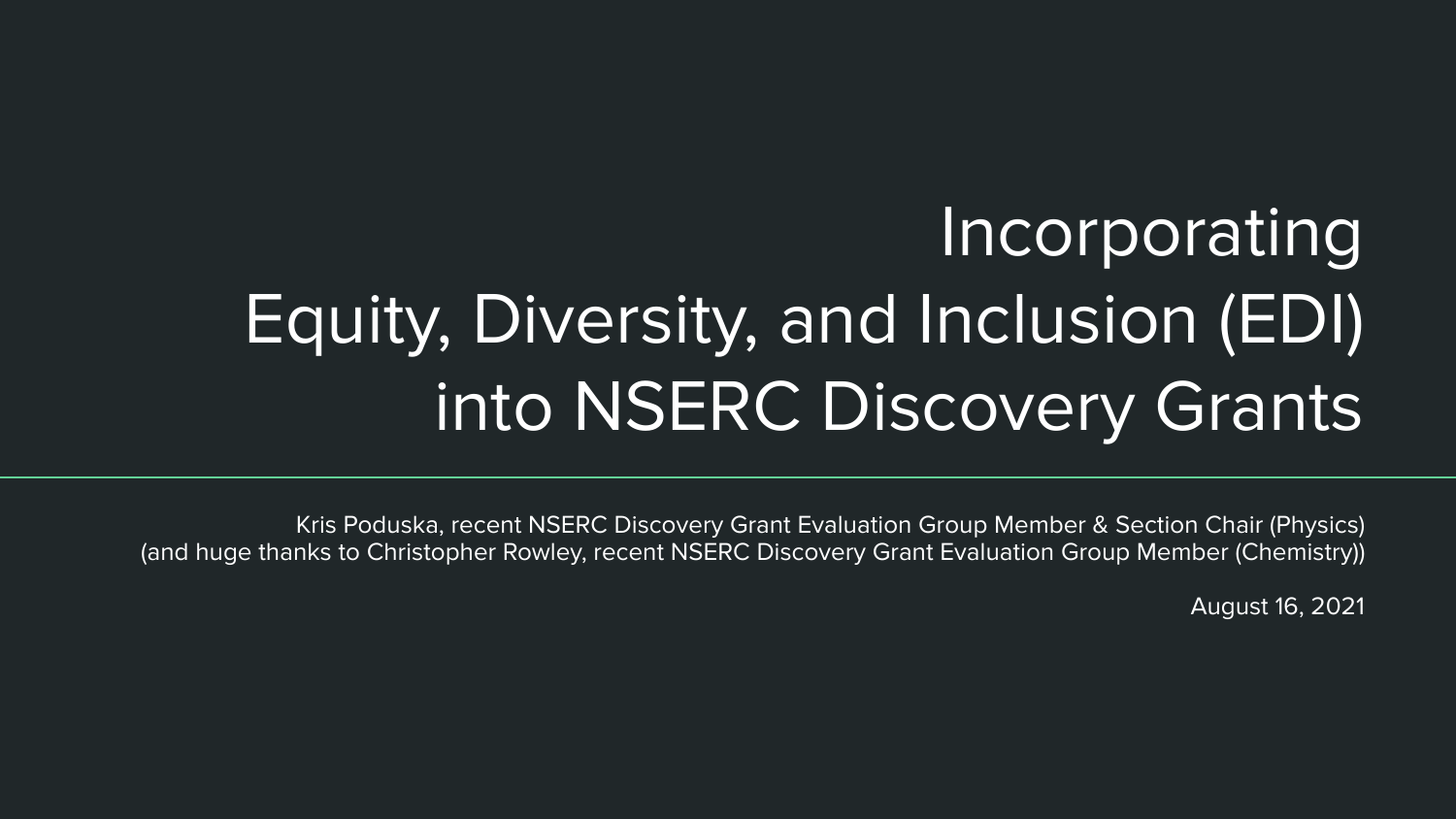# Incorporating Equity, Diversity, and Inclusion (EDI) into NSERC Discovery Grants

Kris Poduska, recent NSERC Discovery Grant Evaluation Group Member & Section Chair (Physics)
(and huge thanks to Christopher Rowley, recent NSERC Discovery Grant Evaluation Group Member (Chemistry))

August 16, 2021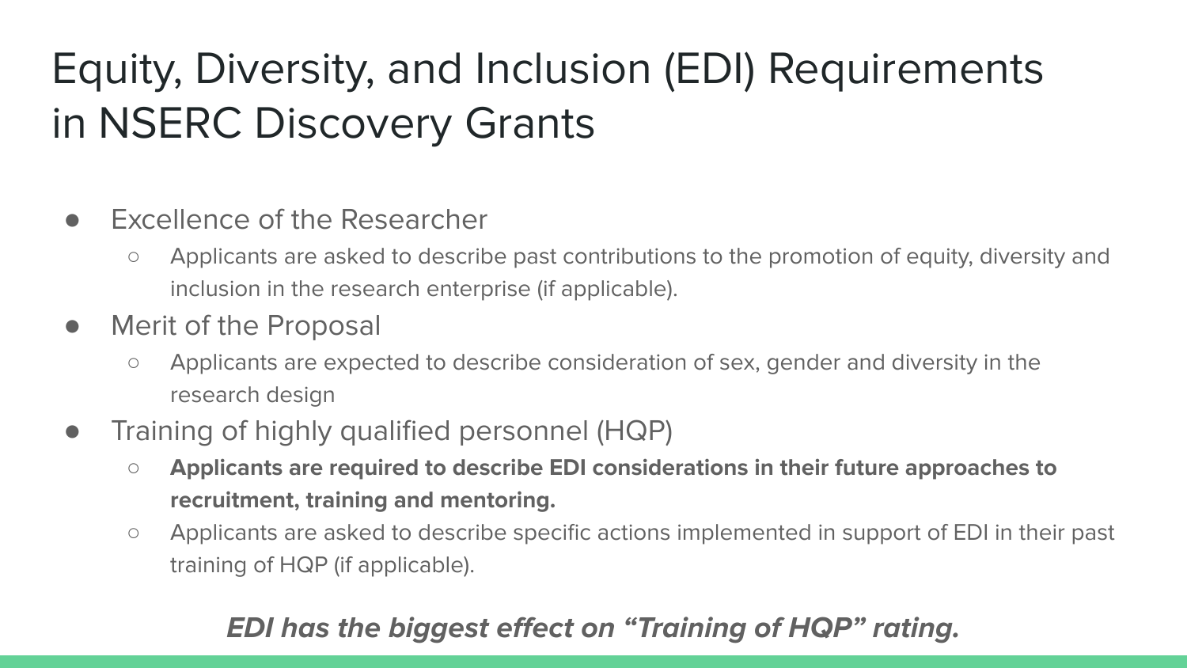# Equity, Diversity, and Inclusion (EDI) Requirements in NSERC Discovery Grants

- Excellence of the Researcher
  - Applicants are asked to describe past contributions to the promotion of equity, diversity and inclusion in the research enterprise (if applicable).
- Merit of the Proposal
  - Applicants are expected to describe consideration of sex, gender and diversity in the research design
- Training of highly qualified personnel (HQP)
  - **Applicants are required to describe EDI considerations in their future approaches to recruitment, training and mentoring.**
  - Applicants are asked to describe specific actions implemented in support of EDI in their past training of HQP (if applicable).

***EDI has the biggest effect on "Training of HQP" rating.***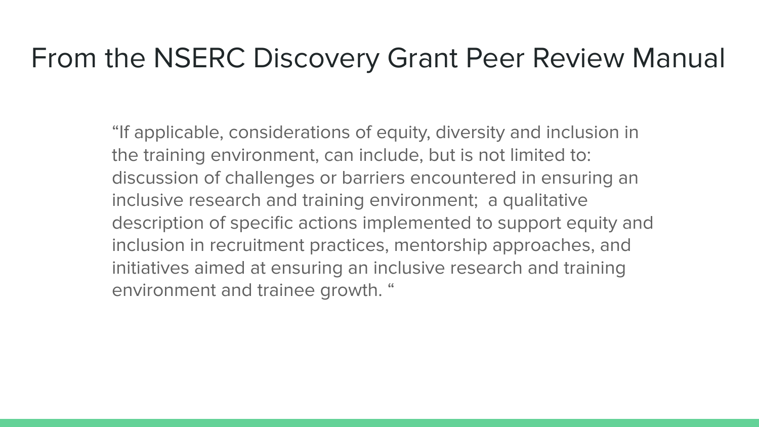# From the NSERC Discovery Grant Peer Review Manual

"If applicable, considerations of equity, diversity and inclusion in the training environment, can include, but is not limited to: discussion of challenges or barriers encountered in ensuring an inclusive research and training environment; a qualitative description of specific actions implemented to support equity and inclusion in recruitment practices, mentorship approaches, and initiatives aimed at ensuring an inclusive research and training environment and trainee growth. "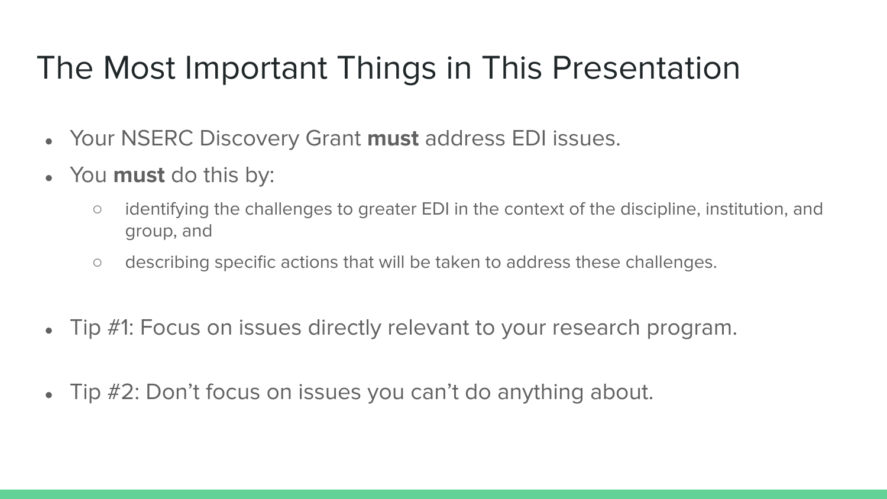# The Most Important Things in This Presentation

- Your NSERC Discovery Grant **must** address EDI issues.
- You **must** do this by:
  - identifying the challenges to greater EDI in the context of the discipline, institution, and group, and
  - describing specific actions that will be taken to address these challenges.

- Tip #1: Focus on issues directly relevant to your research program.

- Tip #2: Don't focus on issues you can't do anything about.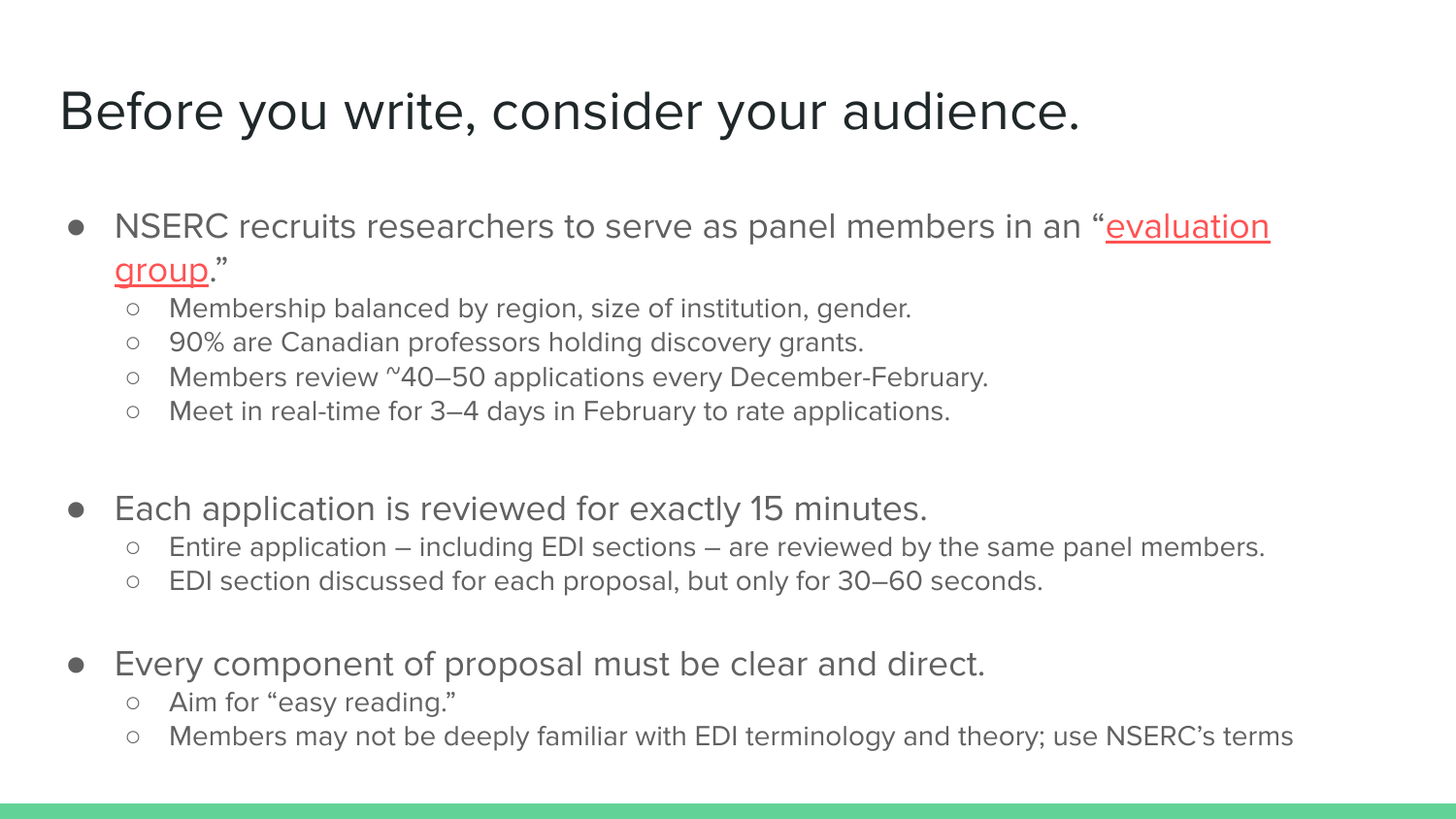# Before you write, consider your audience.

- NSERC recruits researchers to serve as panel members in an "evaluation group."
  - Membership balanced by region, size of institution, gender.
  - 90% are Canadian professors holding discovery grants.
  - Members review ~40–50 applications every December-February.
  - Meet in real-time for 3–4 days in February to rate applications.

- Each application is reviewed for exactly 15 minutes.
  - Entire application – including EDI sections – are reviewed by the same panel members.
  - EDI section discussed for each proposal, but only for 30–60 seconds.

- Every component of proposal must be clear and direct.
  - Aim for "easy reading."
  - Members may not be deeply familiar with EDI terminology and theory; use NSERC's terms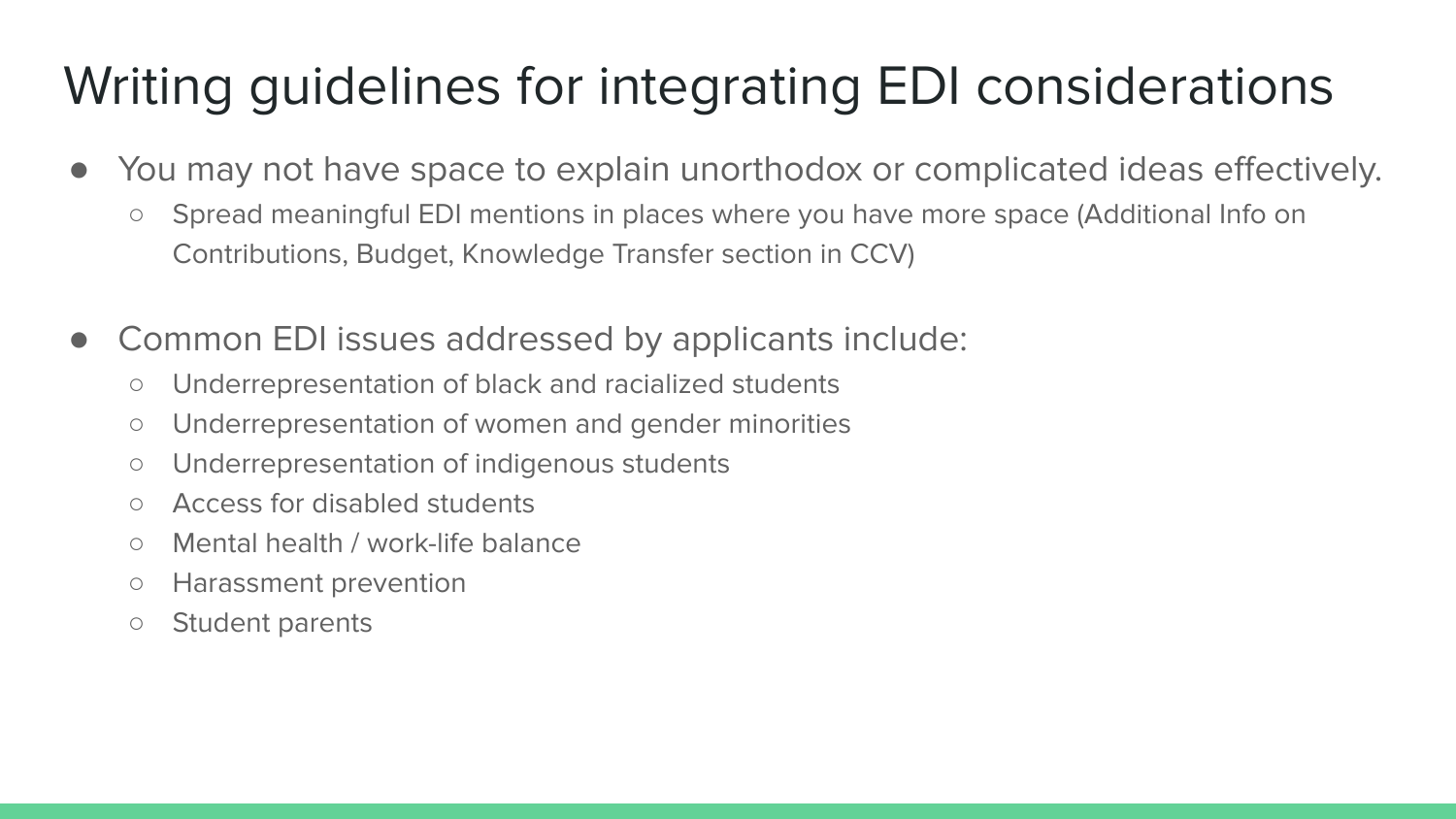# Writing guidelines for integrating EDI considerations

- You may not have space to explain unorthodox or complicated ideas effectively.
  - Spread meaningful EDI mentions in places where you have more space (Additional Info on Contributions, Budget, Knowledge Transfer section in CCV)

- Common EDI issues addressed by applicants include:
  - Underrepresentation of black and racialized students
  - Underrepresentation of women and gender minorities
  - Underrepresentation of indigenous students
  - Access for disabled students
  - Mental health / work-life balance
  - Harassment prevention
  - Student parents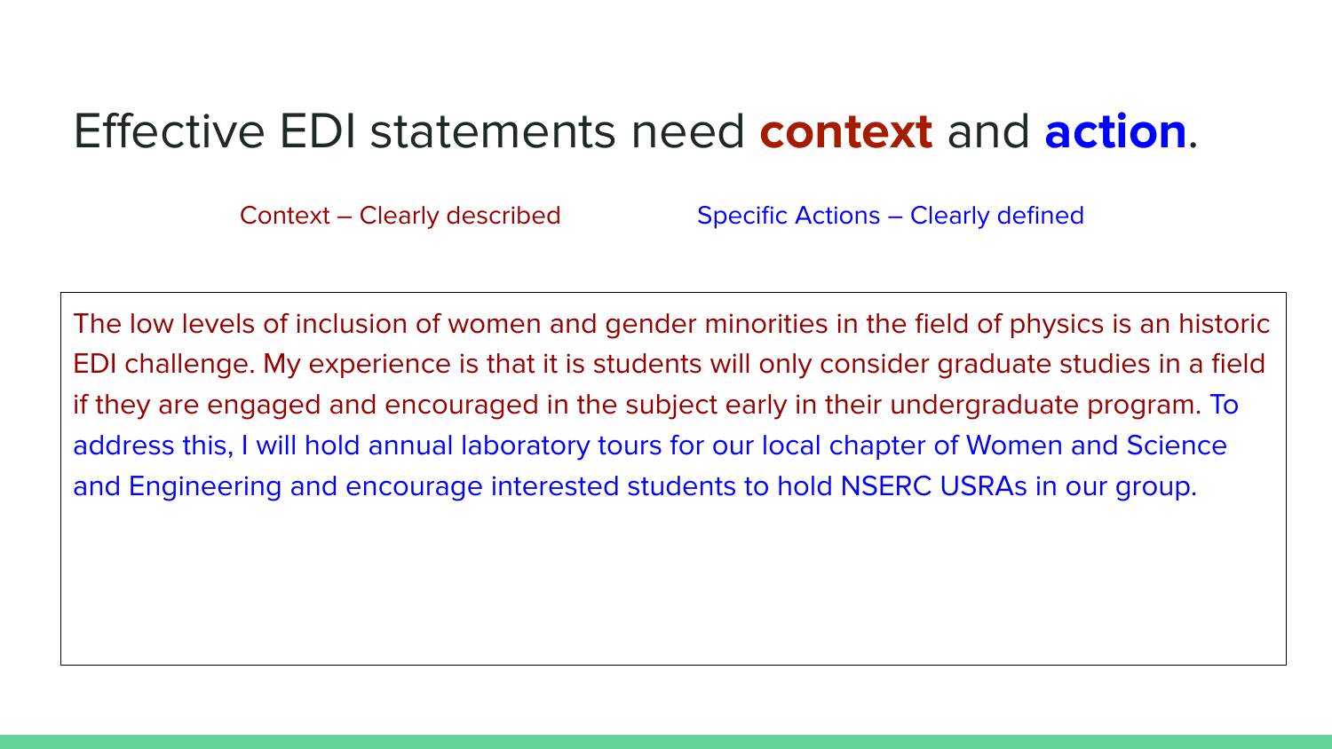# Effective EDI statements need **context** and **action**.

Context – Clearly described

Specific Actions – Clearly defined

The low levels of inclusion of women and gender minorities in the field of physics is an historic EDI challenge. My experience is that it is students will only consider graduate studies in a field if they are engaged and encouraged in the subject early in their undergraduate program. To address this, I will hold annual laboratory tours for our local chapter of Women and Science and Engineering and encourage interested students to hold NSERC USRAs in our group.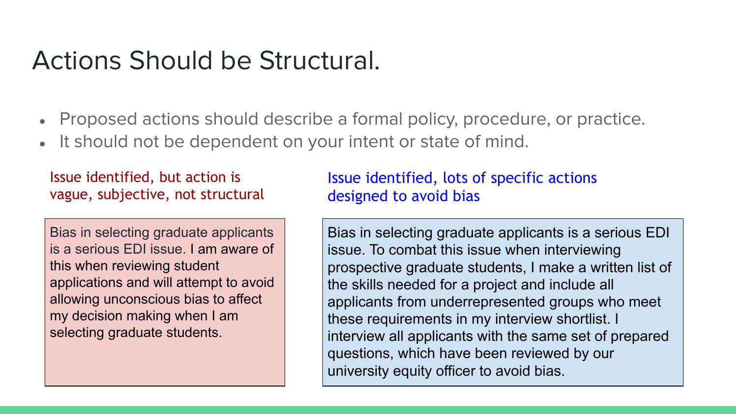# Actions Should be Structural.

- Proposed actions should describe a formal policy, procedure, or practice.
- It should not be dependent on your intent or state of mind.

Issue identified, but action is vague, subjective, not structural

> Bias in selecting graduate applicants is a serious EDI issue. I am aware of this when reviewing student applications and will attempt to avoid allowing unconscious bias to affect my decision making when I am selecting graduate students.

Issue identified, lots of specific actions designed to avoid bias

> Bias in selecting graduate applicants is a serious EDI issue. To combat this issue when interviewing prospective graduate students, I make a written list of the skills needed for a project and include all applicants from underrepresented groups who meet these requirements in my interview shortlist. I interview all applicants with the same set of prepared questions, which have been reviewed by our university equity officer to avoid bias.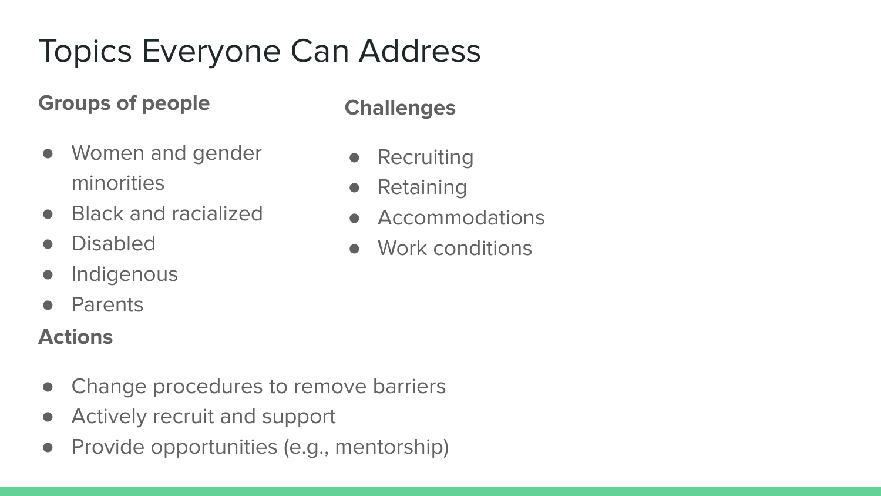# Topics Everyone Can Address

### Groups of people

- Women and gender minorities
- Black and racialized
- Disabled
- Indigenous
- Parents

### Challenges

- Recruiting
- Retaining
- Accommodations
- Work conditions

### Actions

- Change procedures to remove barriers
- Actively recruit and support
- Provide opportunities (e.g., mentorship)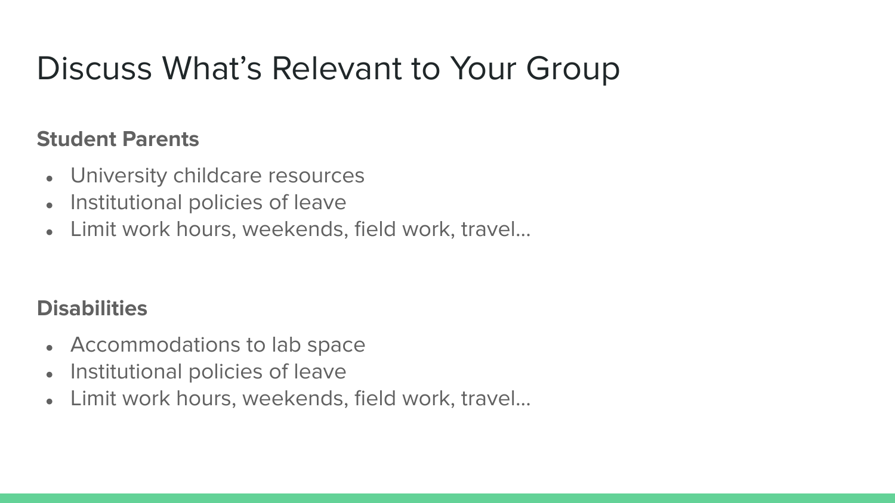# Discuss What's Relevant to Your Group

**Student Parents**

- University childcare resources
- Institutional policies of leave
- Limit work hours, weekends, field work, travel...

**Disabilities**

- Accommodations to lab space
- Institutional policies of leave
- Limit work hours, weekends, field work, travel...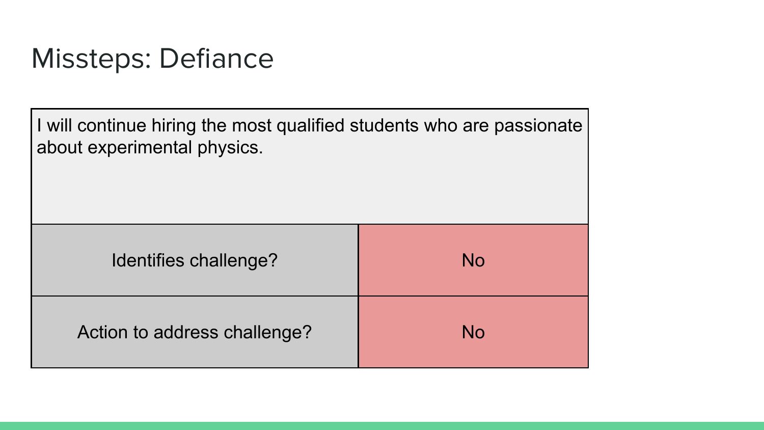# Missteps: Defiance

| I will continue hiring the most qualified students who are passionate about experimental physics. | |
|---|---|
| Identifies challenge? | No |
| Action to address challenge? | No |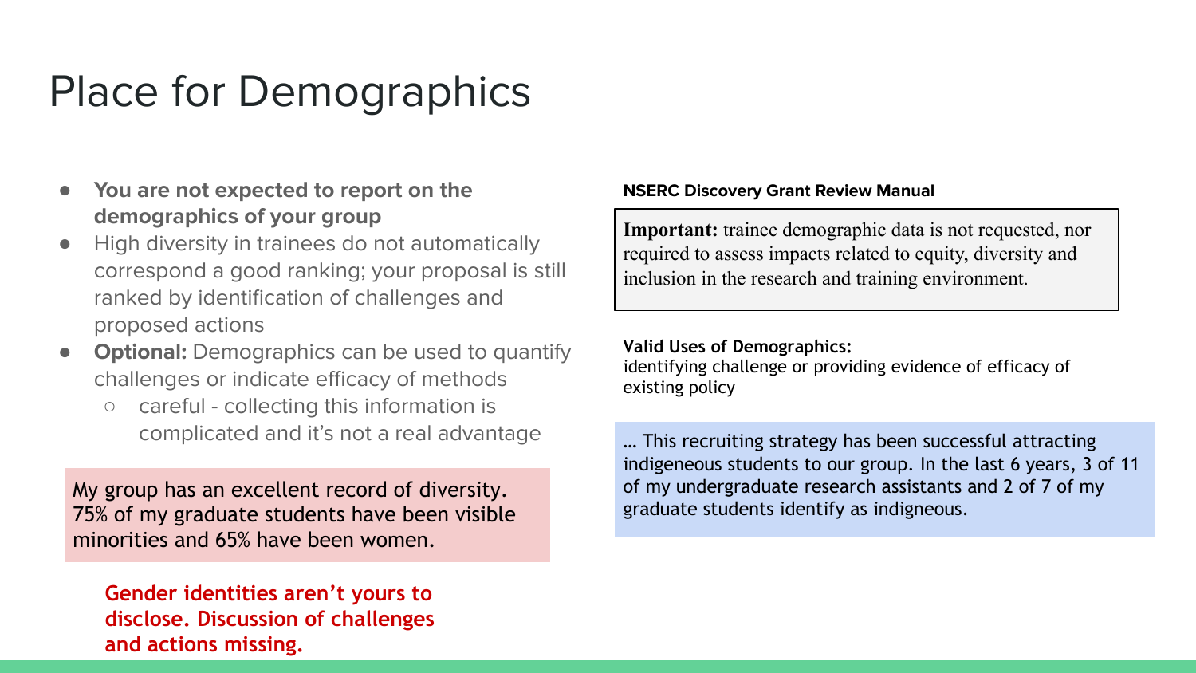# Place for Demographics

- **You are not expected to report on the demographics of your group**
- High diversity in trainees do not automatically correspond a good ranking; your proposal is still ranked by identification of challenges and proposed actions
- **Optional:** Demographics can be used to quantify challenges or indicate efficacy of methods
  - careful - collecting this information is complicated and it's not a real advantage

> My group has an excellent record of diversity. 75% of my graduate students have been visible minorities and 65% have been women.

**Gender identities aren't yours to disclose. Discussion of challenges and actions missing.**

**NSERC Discovery Grant Review Manual**

> **Important:** trainee demographic data is not requested, nor required to assess impacts related to equity, diversity and inclusion in the research and training environment.

**Valid Uses of Demographics:**
identifying challenge or providing evidence of efficacy of existing policy

> … This recruiting strategy has been successful attracting indigeneous students to our group. In the last 6 years, 3 of 11 of my undergraduate research assistants and 2 of 7 of my graduate students identify as indigneous.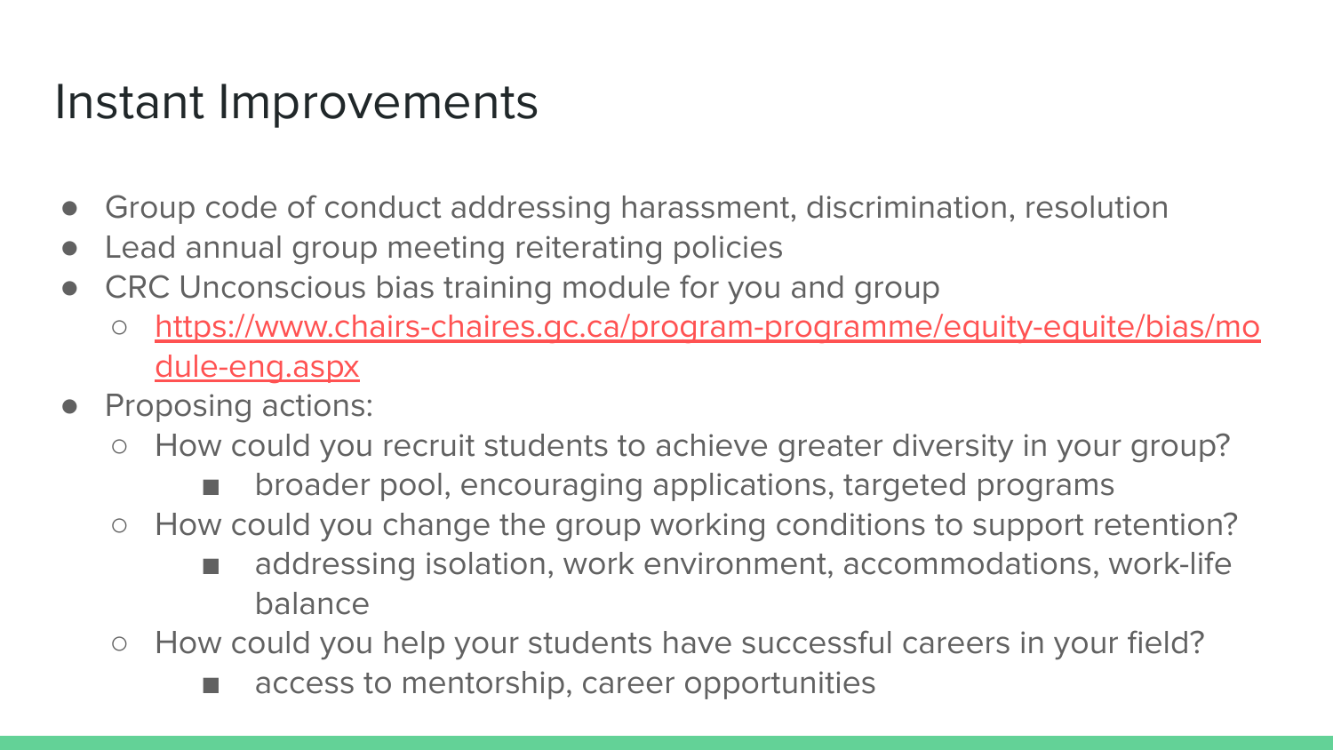# Instant Improvements

- Group code of conduct addressing harassment, discrimination, resolution
- Lead annual group meeting reiterating policies
- CRC Unconscious bias training module for you and group
  - https://www.chairs-chaires.gc.ca/program-programme/equity-equite/bias/module-eng.aspx
- Proposing actions:
  - How could you recruit students to achieve greater diversity in your group?
    - broader pool, encouraging applications, targeted programs
  - How could you change the group working conditions to support retention?
    - addressing isolation, work environment, accommodations, work-life balance
  - How could you help your students have successful careers in your field?
    - access to mentorship, career opportunities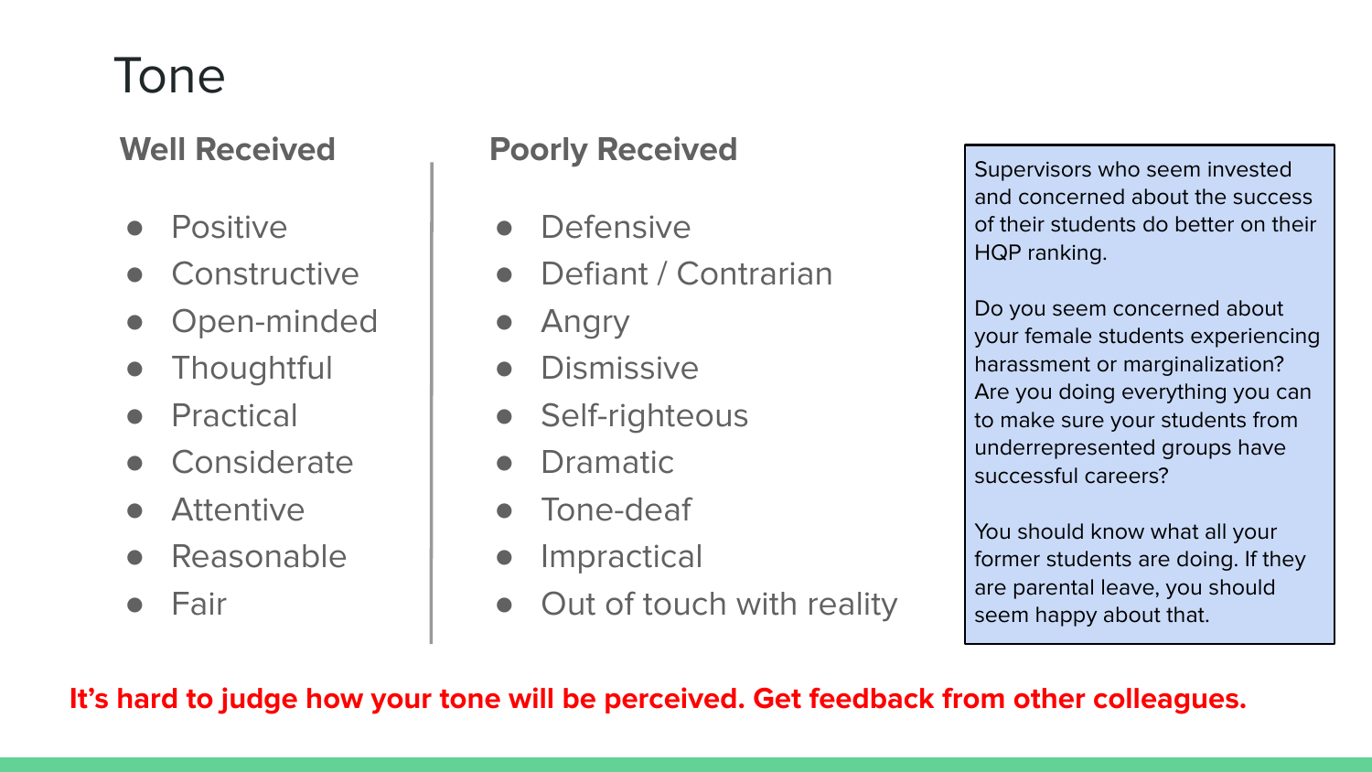# Tone

## Well Received

- Positive
- Constructive
- Open-minded
- Thoughtful
- Practical
- Considerate
- Attentive
- Reasonable
- Fair

## Poorly Received

- Defensive
- Defiant / Contrarian
- Angry
- Dismissive
- Self-righteous
- Dramatic
- Tone-deaf
- Impractical
- Out of touch with reality

> Supervisors who seem invested and concerned about the success of their students do better on their HQP ranking.
>
> Do you seem concerned about your female students experiencing harassment or marginalization? Are you doing everything you can to make sure your students from underrepresented groups have successful careers?
>
> You should know what all your former students are doing. If they are parental leave, you should seem happy about that.

**It's hard to judge how your tone will be perceived. Get feedback from other colleagues.**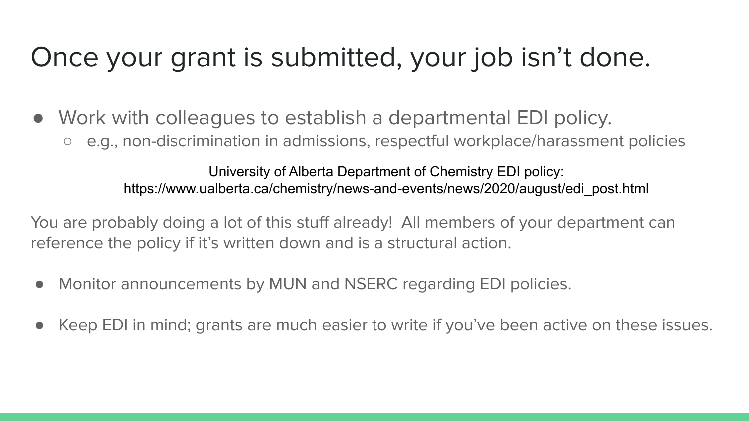# Once your grant is submitted, your job isn't done.

- Work with colleagues to establish a departmental EDI policy.
  - e.g., non-discrimination in admissions, respectful workplace/harassment policies

University of Alberta Department of Chemistry EDI policy:
https://www.ualberta.ca/chemistry/news-and-events/news/2020/august/edi_post.html

You are probably doing a lot of this stuff already! All members of your department can reference the policy if it's written down and is a structural action.

- Monitor announcements by MUN and NSERC regarding EDI policies.
- Keep EDI in mind; grants are much easier to write if you've been active on these issues.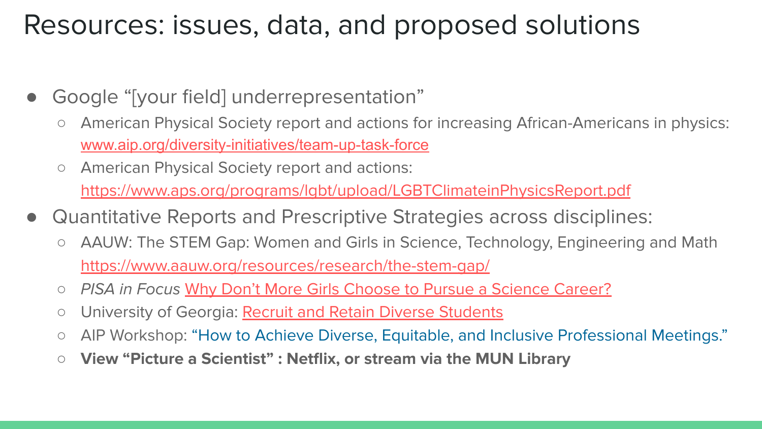# Resources: issues, data, and proposed solutions

- Google "[your field] underrepresentation"
  - American Physical Society report and actions for increasing African-Americans in physics: www.aip.org/diversity-initiatives/team-up-task-force
  - American Physical Society report and actions: https://www.aps.org/programs/lgbt/upload/LGBTClimateinPhysicsReport.pdf
- Quantitative Reports and Prescriptive Strategies across disciplines:
  - AAUW: The STEM Gap: Women and Girls in Science, Technology, Engineering and Math https://www.aauw.org/resources/research/the-stem-gap/
  - *PISA in Focus* Why Don't More Girls Choose to Pursue a Science Career?
  - University of Georgia: Recruit and Retain Diverse Students
  - AIP Workshop: "How to Achieve Diverse, Equitable, and Inclusive Professional Meetings."
  - **View "Picture a Scientist" : Netflix, or stream via the MUN Library**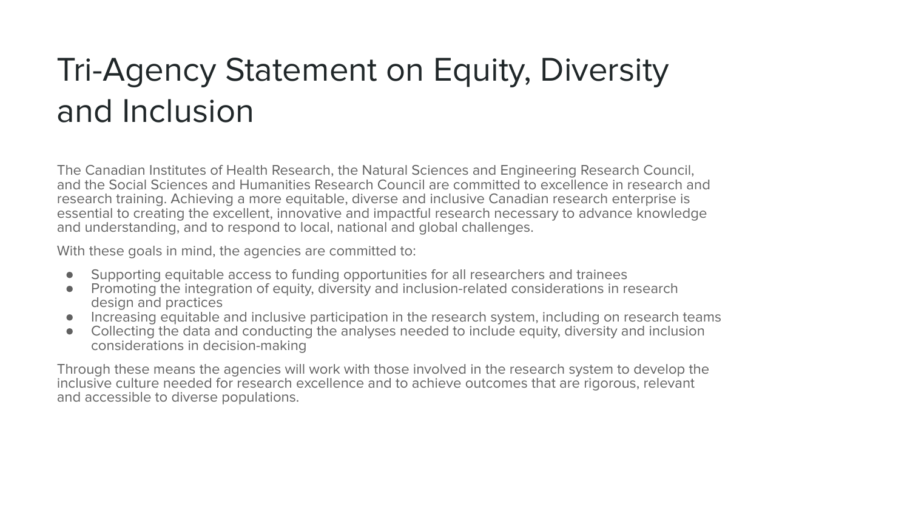# Tri-Agency Statement on Equity, Diversity and Inclusion

The Canadian Institutes of Health Research, the Natural Sciences and Engineering Research Council, and the Social Sciences and Humanities Research Council are committed to excellence in research and research training. Achieving a more equitable, diverse and inclusive Canadian research enterprise is essential to creating the excellent, innovative and impactful research necessary to advance knowledge and understanding, and to respond to local, national and global challenges.

With these goals in mind, the agencies are committed to:

- Supporting equitable access to funding opportunities for all researchers and trainees
- Promoting the integration of equity, diversity and inclusion-related considerations in research design and practices
- Increasing equitable and inclusive participation in the research system, including on research teams
- Collecting the data and conducting the analyses needed to include equity, diversity and inclusion considerations in decision-making

Through these means the agencies will work with those involved in the research system to develop the inclusive culture needed for research excellence and to achieve outcomes that are rigorous, relevant and accessible to diverse populations.